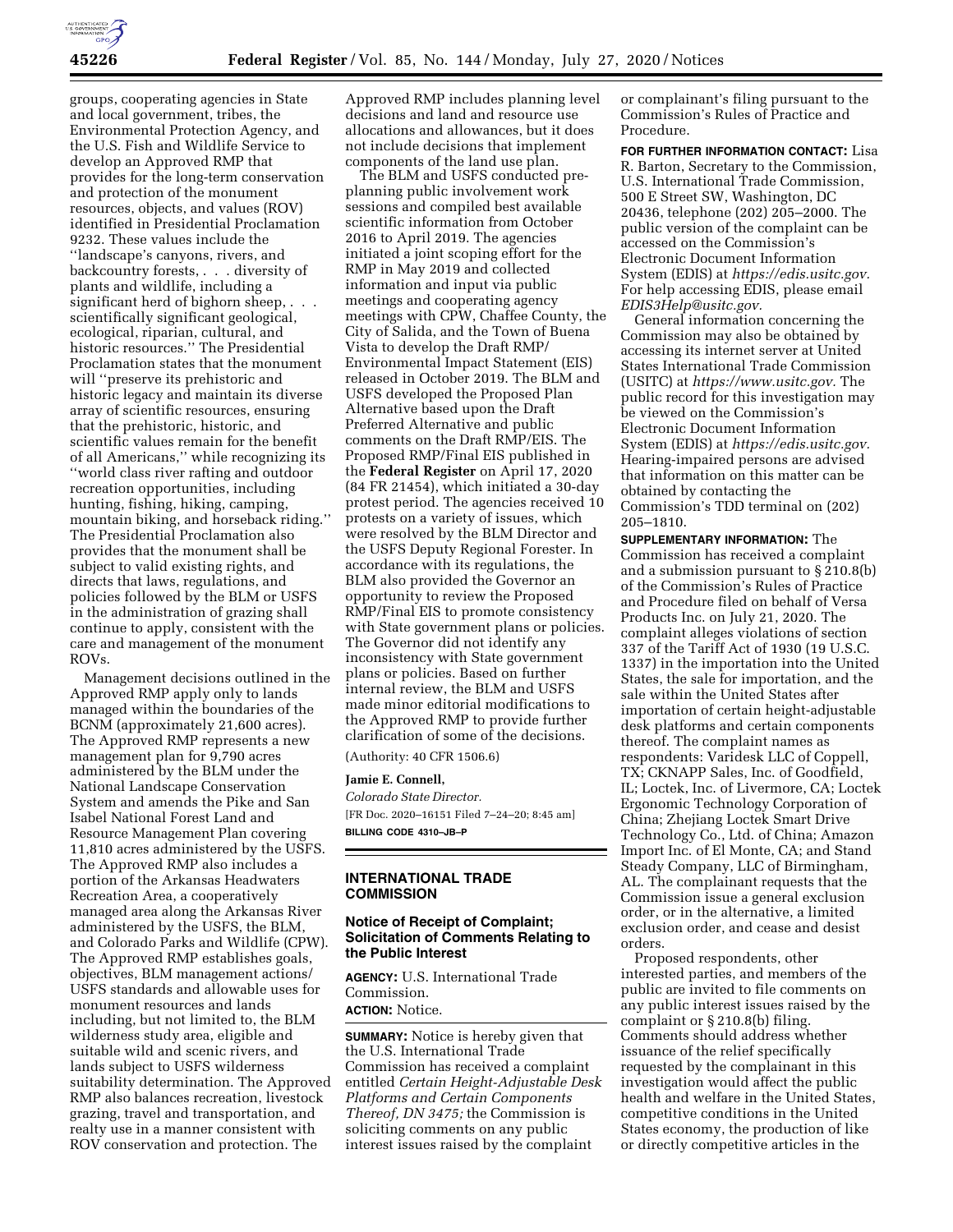groups, cooperating agencies in State and local government, tribes, the Environmental Protection Agency, and the U.S. Fish and Wildlife Service to develop an Approved RMP that provides for the long-term conservation and protection of the monument resources, objects, and values (ROV) identified in Presidential Proclamation 9232. These values include the ''landscape's canyons, rivers, and backcountry forests, . . . diversity of plants and wildlife, including a significant herd of bighorn sheep, . . . scientifically significant geological, ecological, riparian, cultural, and historic resources.'' The Presidential Proclamation states that the monument will ''preserve its prehistoric and historic legacy and maintain its diverse array of scientific resources, ensuring that the prehistoric, historic, and scientific values remain for the benefit of all Americans,'' while recognizing its ''world class river rafting and outdoor recreation opportunities, including hunting, fishing, hiking, camping, mountain biking, and horseback riding.'' The Presidential Proclamation also provides that the monument shall be subject to valid existing rights, and directs that laws, regulations, and policies followed by the BLM or USFS in the administration of grazing shall continue to apply, consistent with the care and management of the monument ROVs.

Management decisions outlined in the Approved RMP apply only to lands managed within the boundaries of the BCNM (approximately 21,600 acres). The Approved RMP represents a new management plan for 9,790 acres administered by the BLM under the National Landscape Conservation System and amends the Pike and San Isabel National Forest Land and Resource Management Plan covering 11,810 acres administered by the USFS. The Approved RMP also includes a portion of the Arkansas Headwaters Recreation Area, a cooperatively managed area along the Arkansas River administered by the USFS, the BLM, and Colorado Parks and Wildlife (CPW). The Approved RMP establishes goals, objectives, BLM management actions/USFS standards and allowable uses for monument resources and lands including, but not limited to, the BLM wilderness study area, eligible and suitable wild and scenic rivers, and lands subject to USFS wilderness suitability determination. The Approved RMP also balances recreation, livestock grazing, travel and transportation, and realty use in a manner consistent with ROV conservation and protection. The Approved RMP includes planning level decisions and land and resource use allocations and allowances, but it does not include decisions that implement components of the land use plan.

The BLM and USFS conducted pre-planning public involvement work sessions and compiled best available scientific information from October 2016 to April 2019. The agencies initiated a joint scoping effort for the RMP in May 2019 and collected information and input via public meetings and cooperating agency meetings with CPW, Chaffee County, the City of Salida, and the Town of Buena Vista to develop the Draft RMP/Environmental Impact Statement (EIS) released in October 2019. The BLM and USFS developed the Proposed Plan Alternative based upon the Draft Preferred Alternative and public comments on the Draft RMP/EIS. The Proposed RMP/Final EIS published in the **Federal Register** on April 17, 2020 (84 FR 21454), which initiated a 30-day protest period. The agencies received 10 protests on a variety of issues, which were resolved by the BLM Director and the USFS Deputy Regional Forester. In accordance with its regulations, the BLM also provided the Governor an opportunity to review the Proposed RMP/Final EIS to promote consistency with State government plans or policies. The Governor did not identify any inconsistency with State government plans or policies. Based on further internal review, the BLM and USFS made minor editorial modifications to the Approved RMP to provide further clarification of some of the decisions.

(Authority: 40 CFR 1506.6)

**Jamie E. Connell,**

*Colorado State Director.*

[FR Doc. 2020–16151 Filed 7–24–20; 8:45 am]

**BILLING CODE 4310–JB–P**

## INTERNATIONAL TRADE COMMISSION

### Notice of Receipt of Complaint; Solicitation of Comments Relating to the Public Interest

**AGENCY:** U.S. International Trade Commission.

**ACTION:** Notice.

**SUMMARY:** Notice is hereby given that the U.S. International Trade Commission has received a complaint entitled *Certain Height-Adjustable Desk Platforms and Certain Components Thereof, DN 3475;* the Commission is soliciting comments on any public interest issues raised by the complaint or complainant's filing pursuant to the Commission's Rules of Practice and Procedure.

**FOR FURTHER INFORMATION CONTACT:** Lisa R. Barton, Secretary to the Commission, U.S. International Trade Commission, 500 E Street SW, Washington, DC 20436, telephone (202) 205–2000. The public version of the complaint can be accessed on the Commission's Electronic Document Information System (EDIS) at *https://edis.usitc.gov.* For help accessing EDIS, please email *EDIS3Help@usitc.gov.*

General information concerning the Commission may also be obtained by accessing its internet server at United States International Trade Commission (USITC) at *https://www.usitc.gov.* The public record for this investigation may be viewed on the Commission's Electronic Document Information System (EDIS) at *https://edis.usitc.gov.* Hearing-impaired persons are advised that information on this matter can be obtained by contacting the Commission's TDD terminal on (202) 205–1810.

**SUPPLEMENTARY INFORMATION:** The Commission has received a complaint and a submission pursuant to § 210.8(b) of the Commission's Rules of Practice and Procedure filed on behalf of Versa Products Inc. on July 21, 2020. The complaint alleges violations of section 337 of the Tariff Act of 1930 (19 U.S.C. 1337) in the importation into the United States, the sale for importation, and the sale within the United States after importation of certain height-adjustable desk platforms and certain components thereof. The complaint names as respondents: Varidesk LLC of Coppell, TX; CKNAPP Sales, Inc. of Goodfield, IL; Loctek, Inc. of Livermore, CA; Loctek Ergonomic Technology Corporation of China; Zhejiang Loctek Smart Drive Technology Co., Ltd. of China; Amazon Import Inc. of El Monte, CA; and Stand Steady Company, LLC of Birmingham, AL. The complainant requests that the Commission issue a general exclusion order, or in the alternative, a limited exclusion order, and cease and desist orders.

Proposed respondents, other interested parties, and members of the public are invited to file comments on any public interest issues raised by the complaint or § 210.8(b) filing. Comments should address whether issuance of the relief specifically requested by the complainant in this investigation would affect the public health and welfare in the United States, competitive conditions in the United States economy, the production of like or directly competitive articles in the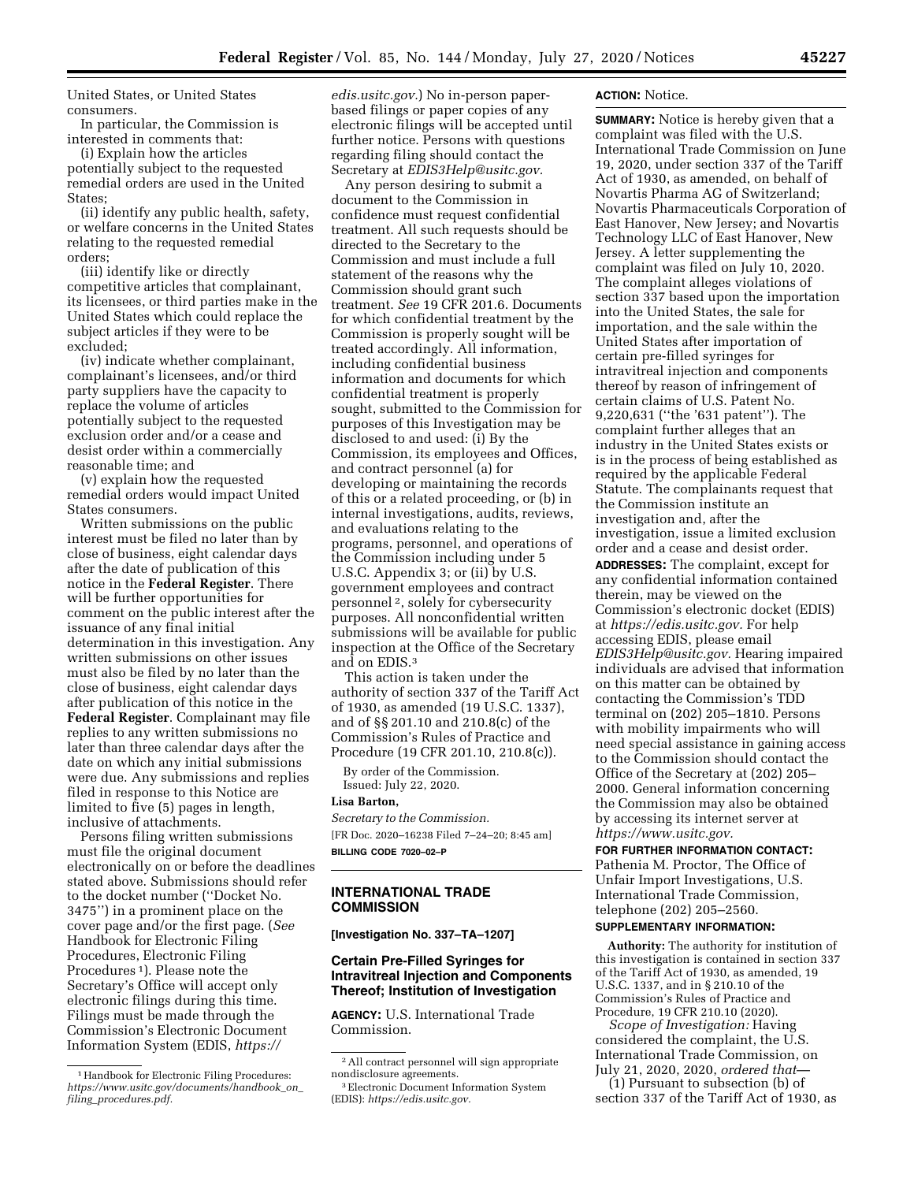United States, or United States consumers.

In particular, the Commission is interested in comments that:

(i) Explain how the articles potentially subject to the requested remedial orders are used in the United States;

(ii) identify any public health, safety, or welfare concerns in the United States relating to the requested remedial orders;

(iii) identify like or directly competitive articles that complainant, its licensees, or third parties make in the United States which could replace the subject articles if they were to be excluded;

(iv) indicate whether complainant, complainant's licensees, and/or third party suppliers have the capacity to replace the volume of articles potentially subject to the requested exclusion order and/or a cease and desist order within a commercially reasonable time; and

(v) explain how the requested remedial orders would impact United States consumers.

Written submissions on the public interest must be filed no later than by close of business, eight calendar days after the date of publication of this notice in the **Federal Register**. There will be further opportunities for comment on the public interest after the issuance of any final initial determination in this investigation. Any written submissions on other issues must also be filed by no later than the close of business, eight calendar days after publication of this notice in the **Federal Register**. Complainant may file replies to any written submissions no later than three calendar days after the date on which any initial submissions were due. Any submissions and replies filed in response to this Notice are limited to five (5) pages in length, inclusive of attachments.

Persons filing written submissions must file the original document electronically on or before the deadlines stated above. Submissions should refer to the docket number (''Docket No. 3475'') in a prominent place on the cover page and/or the first page. (*See* Handbook for Electronic Filing Procedures, Electronic Filing Procedures [1]). Please note the Secretary's Office will accept only electronic filings during this time. Filings must be made through the Commission's Electronic Document Information System (EDIS, *https://edis.usitc.gov.*) No in-person paper-based filings or paper copies of any electronic filings will be accepted until further notice. Persons with questions regarding filing should contact the Secretary at *EDIS3Help@usitc.gov.*

Any person desiring to submit a document to the Commission in confidence must request confidential treatment. All such requests should be directed to the Secretary to the Commission and must include a full statement of the reasons why the Commission should grant such treatment. *See* 19 CFR 201.6. Documents for which confidential treatment by the Commission is properly sought will be treated accordingly. All information, including confidential business information and documents for which confidential treatment is properly sought, submitted to the Commission for purposes of this Investigation may be disclosed to and used: (i) By the Commission, its employees and Offices, and contract personnel (a) for developing or maintaining the records of this or a related proceeding, or (b) in internal investigations, audits, reviews, and evaluations relating to the programs, personnel, and operations of the Commission including under 5 U.S.C. Appendix 3; or (ii) by U.S. government employees and contract personnel [2], solely for cybersecurity purposes. All nonconfidential written submissions will be available for public inspection at the Office of the Secretary and on EDIS.[3]

This action is taken under the authority of section 337 of the Tariff Act of 1930, as amended (19 U.S.C. 1337), and of §§ 201.10 and 210.8(c) of the Commission's Rules of Practice and Procedure (19 CFR 201.10, 210.8(c)).

By order of the Commission.

Issued: July 22, 2020.

**Lisa Barton,**

*Secretary to the Commission.*

[FR Doc. 2020–16238 Filed 7–24–20; 8:45 am]

**BILLING CODE 7020–02–P**

[1] Handbook for Electronic Filing Procedures: *https://www.usitc.gov/documents/handbook_on_filing_procedures.pdf.*

[2] All contract personnel will sign appropriate nondisclosure agreements.

[3] Electronic Document Information System (EDIS): *https://edis.usitc.gov.*

## INTERNATIONAL TRADE COMMISSION

**[Investigation No. 337–TA–1207]**

### Certain Pre-Filled Syringes for Intravitreal Injection and Components Thereof; Institution of Investigation

**AGENCY:** U.S. International Trade Commission.

**ACTION:** Notice.

**SUMMARY:** Notice is hereby given that a complaint was filed with the U.S. International Trade Commission on June 19, 2020, under section 337 of the Tariff Act of 1930, as amended, on behalf of Novartis Pharma AG of Switzerland; Novartis Pharmaceuticals Corporation of East Hanover, New Jersey; and Novartis Technology LLC of East Hanover, New Jersey. A letter supplementing the complaint was filed on July 10, 2020. The complaint alleges violations of section 337 based upon the importation into the United States, the sale for importation, and the sale within the United States after importation of certain pre-filled syringes for intravitreal injection and components thereof by reason of infringement of certain claims of U.S. Patent No. 9,220,631 (''the '631 patent''). The complaint further alleges that an industry in the United States exists or is in the process of being established as required by the applicable Federal Statute. The complainants request that the Commission institute an investigation and, after the investigation, issue a limited exclusion order and a cease and desist order.

**ADDRESSES:** The complaint, except for any confidential information contained therein, may be viewed on the Commission's electronic docket (EDIS) at *https://edis.usitc.gov.* For help accessing EDIS, please email *EDIS3Help@usitc.gov.* Hearing impaired individuals are advised that information on this matter can be obtained by contacting the Commission's TDD terminal on (202) 205–1810. Persons with mobility impairments who will need special assistance in gaining access to the Commission should contact the Office of the Secretary at (202) 205–2000. General information concerning the Commission may also be obtained by accessing its internet server at *https://www.usitc.gov.*

**FOR FURTHER INFORMATION CONTACT:** Pathenia M. Proctor, The Office of Unfair Import Investigations, U.S. International Trade Commission, telephone (202) 205–2560.

**SUPPLEMENTARY INFORMATION:**

**Authority:** The authority for institution of this investigation is contained in section 337 of the Tariff Act of 1930, as amended, 19 U.S.C. 1337, and in § 210.10 of the Commission's Rules of Practice and Procedure, 19 CFR 210.10 (2020).

*Scope of Investigation:* Having considered the complaint, the U.S. International Trade Commission, on July 21, 2020, 2020, *ordered that*—

(1) Pursuant to subsection (b) of section 337 of the Tariff Act of 1930, as